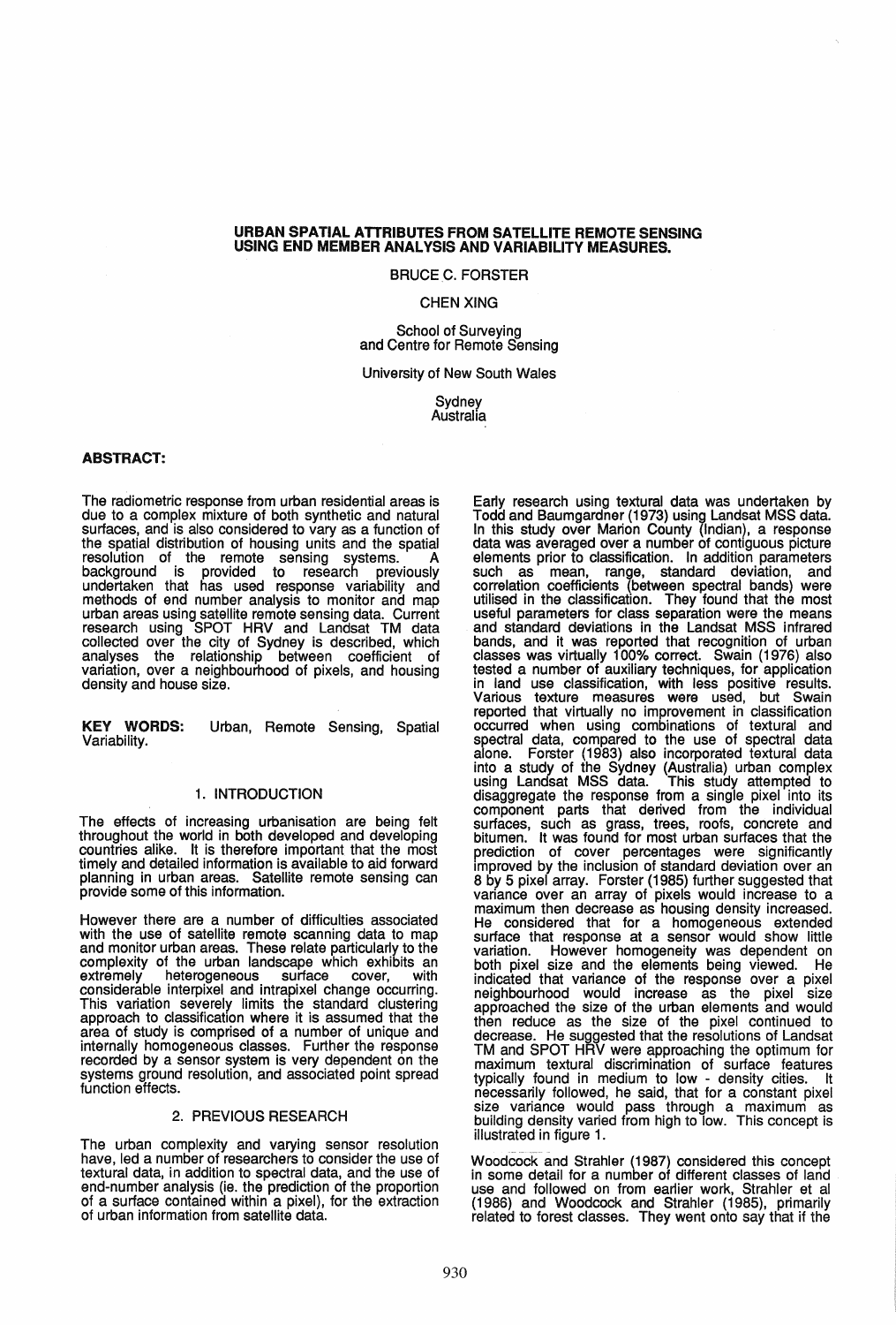# URBAN SPATIAL ATTRIBUTES FROM SATELLITE REMOTE SENSING USING END MEMBER ANALYSIS AND VARIABILITY MEASURES.

BRUCE C. FORSTER

CHEN XING

School of Surveying
and Centre for Remote Sensing

University of New South Wales

Sydney
Australia

**ABSTRACT:**

The radiometric response from urban residential areas is due to a complex mixture of both synthetic and natural surfaces, and is also considered to vary as a function of the spatial distribution of housing units and the spatial resolution of the remote sensing systems. A background is provided to research previously undertaken that has used response variability and methods of end number analysis to monitor and map urban areas using satellite remote sensing data. Current research using SPOT HRV and Landsat TM data collected over the city of Sydney is described, which analyses the relationship between coefficient of variation, over a neighbourhood of pixels, and housing density and house size.

**KEY WORDS:** Urban, Remote Sensing, Spatial Variability.

## 1. INTRODUCTION

The effects of increasing urbanisation are being felt throughout the world in both developed and developing countries alike. It is therefore important that the most timely and detailed information is available to aid forward planning in urban areas. Satellite remote sensing can provide some of this information.

However there are a number of difficulties associated with the use of satellite remote scanning data to map and monitor urban areas. These relate particularly to the complexity of the urban landscape which exhibits an extremely heterogeneous surface cover, with considerable interpixel and intrapixel change occurring. This variation severely limits the standard clustering approach to classification where it is assumed that the area of study is comprised of a number of unique and internally homogeneous classes. Further the response recorded by a sensor system is very dependent on the systems ground resolution, and associated point spread function effects.

## 2. PREVIOUS RESEARCH

The urban complexity and varying sensor resolution have, led a number of researchers to consider the use of textural data, in addition to spectral data, and the use of end-number analysis (ie. the prediction of the proportion of a surface contained within a pixel), for the extraction of urban information from satellite data.

Early research using textural data was undertaken by Todd and Baumgardner (1973) using Landsat MSS data. In this study over Marion County (Indian), a response data was averaged over a number of contiguous picture elements prior to classification. In addition parameters such as mean, range, standard deviation, and correlation coefficients (between spectral bands) were utilised in the classification. They found that the most useful parameters for class separation were the means and standard deviations in the Landsat MSS infrared bands, and it was reported that recognition of urban classes was virtually 100% correct. Swain (1976) also tested a number of auxiliary techniques, for application in land use classification, with less positive results. Various texture measures were used, but Swain reported that virtually no improvement in classification occurred when using combinations of textural and spectral data, compared to the use of spectral data alone. Forster (1983) also incorporated textural data into a study of the Sydney (Australia) urban complex using Landsat MSS data. This study attempted to disaggregate the response from a single pixel into its component parts that derived from the individual surfaces, such as grass, trees, roofs, concrete and bitumen. It was found for most urban surfaces that the prediction of cover percentages were significantly improved by the inclusion of standard deviation over an 8 by 5 pixel array. Forster (1985) further suggested that variance over an array of pixels would increase to a maximum then decrease as housing density increased. He considered that for a homogeneous extended surface that response at a sensor would show little variation. However homogeneity was dependent on both pixel size and the elements being viewed. He indicated that variance of the response over a pixel neighbourhood would increase as the pixel size approached the size of the urban elements and would then reduce as the size of the pixel continued to decrease. He suggested that the resolutions of Landsat TM and SPOT HRV were approaching the optimum for maximum textural discrimination of surface features typically found in medium to low - density cities. It necessarily followed, he said, that for a constant pixel size variance would pass through a maximum as building density varied from high to low. This concept is illustrated in figure 1.

Woodcock and Strahler (1987) considered this concept in some detail for a number of different classes of land use and followed on from earlier work, Strahler et al (1986) and Woodcock and Strahler (1985), primarily related to forest classes. They went onto say that if the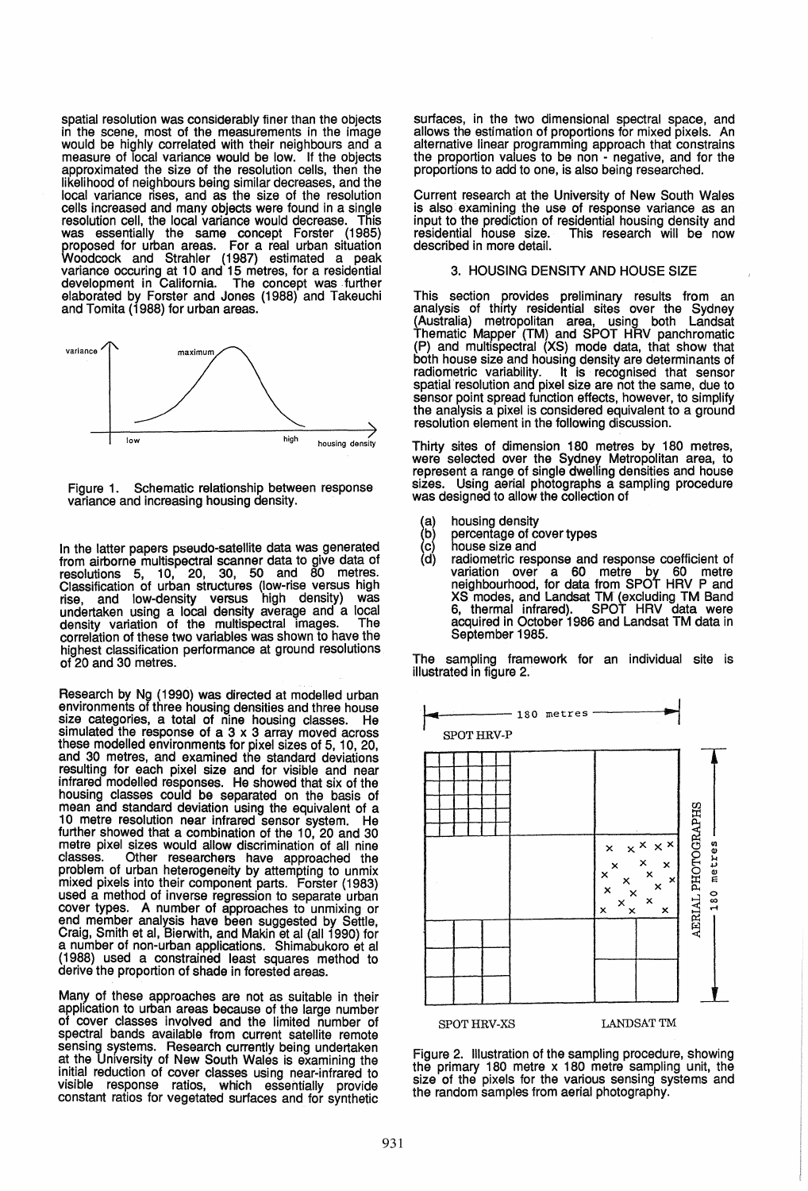spatial resolution was considerably finer than the objects in the scene, most of the measurements in the image would be highly correlated with their neighbours and a measure of local variance would be low. If the objects approximated the size of the resolution cells, then the likelihood of neighbours being similar decreases, and the local variance rises, and as the size of the resolution cells increased and many objects were found in a single resolution cell, the local variance would decrease. This was essentially the same concept Forster (1985) proposed for urban areas. For a real urban situation Woodcock and Strahler (1987) estimated a peak variance occuring at 10 and 15 metres, for a residential development in California. The concept was further elaborated by Forster and Jones (1988) and Takeuchi and Tomita (1988) for urban areas.

Figure 1. Schematic relationship between response variance and increasing housing density.

In the latter papers pseudo-satellite data was generated from airborne multispectral scanner data to give data of resolutions 5, 10, 20, 30, 50 and 80 metres. Classification of urban structures (low-rise versus high rise, and low-density versus high density) was undertaken using a local density average and a local density variation of the multispectral images. The correlation of these two variables was shown to have the highest classification performance at ground resolutions of 20 and 30 metres.

Research by Ng (1990) was directed at modelled urban environments of three housing densities and three house size categories, a total of nine housing classes. He simulated the response of a 3 x 3 array moved across these modelled environments for pixel sizes of 5, 10, 20, and 30 metres, and examined the standard deviations resulting for each pixel size and for visible and near infrared modelled responses. He showed that six of the housing classes could be separated on the basis of mean and standard deviation using the equivalent of a 10 metre resolution near infrared sensor system. He further showed that a combination of the 10, 20 and 30 metre pixel sizes would allow discrimination of all nine classes. Other researchers have approached the problem of urban heterogeneity by attempting to unmix mixed pixels into their component parts. Forster (1983) used a method of inverse regression to separate urban cover types. A number of approaches to unmixing or end member analysis have been suggested by Settle, Craig, Smith et al, Bierwith, and Makin et al (all 1990) for a number of non-urban applications. Shimabukoro et al (1988) used a constrained least squares method to derive the proportion of shade in forested areas.

Many of these approaches are not as suitable in their application to urban areas because of the large number of cover classes involved and the limited number of spectral bands available from current satellite remote sensing systems. Research currently being undertaken at the University of New South Wales is examining the initial reduction of cover classes using near-infrared to visible response ratios, which essentially provide constant ratios for vegetated surfaces and for synthetic surfaces, in the two dimensional spectral space, and allows the estimation of proportions for mixed pixels. An alternative linear programming approach that constrains the proportion values to be non - negative, and for the proportions to add to one, is also being researched.

Current research at the University of New South Wales is also examining the use of response variance as an input to the prediction of residential housing density and residential house size. This research will be now described in more detail.

## 3. HOUSING DENSITY AND HOUSE SIZE

This section provides preliminary results from an analysis of thirty residential sites over the Sydney (Australia) metropolitan area, using both Landsat Thematic Mapper (TM) and SPOT HRV panchromatic (P) and multispectral (XS) mode data, that show that both house size and housing density are determinants of radiometric variability. It is recognised that sensor spatial resolution and pixel size are not the same, due to sensor point spread function effects, however, to simplify the analysis a pixel is considered equivalent to a ground resolution element in the following discussion.

Thirty sites of dimension 180 metres by 180 metres, were selected over the Sydney Metropolitan area, to represent a range of single dwelling densities and house sizes. Using aerial photographs a sampling procedure was designed to allow the collection of

(a) housing density
(b) percentage of cover types
(c) house size and
(d) radiometric response and response coefficient of variation over a 60 metre by 60 metre neighbourhood, for data from SPOT HRV P and XS modes, and Landsat TM (excluding TM Band 6, thermal infrared). SPOT HRV data were acquired in October 1986 and Landsat TM data in September 1985.

The sampling framework for an individual site is illustrated in figure 2.

Figure 2. Illustration of the sampling procedure, showing the primary 180 metre x 180 metre sampling unit, the size of the pixels for the various sensing systems and the random samples from aerial photography.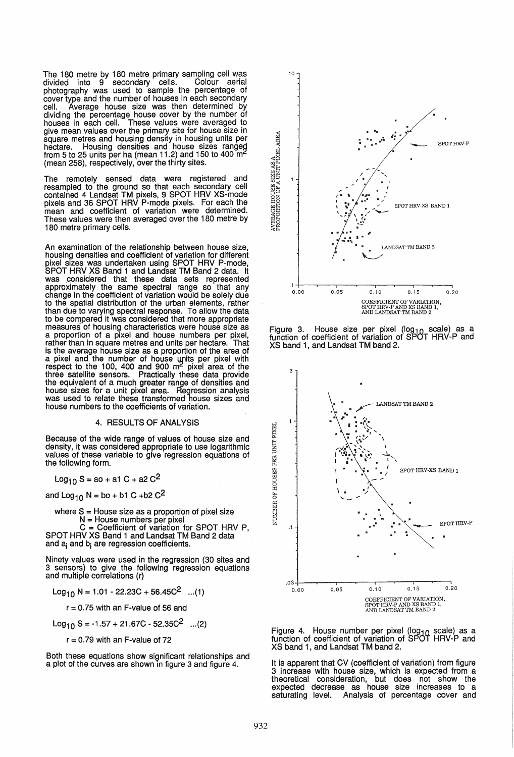The 180 metre by 180 metre primary sampling cell was divided into 9 secondary cells. Colour aerial photography was used to sample the percentage of cover type and the number of houses in each secondary cell. Average house size was then determined by dividing the percentage house cover by the number of houses in each cell. These values were averaged to give mean values over the primary site for house size in square metres and housing density in housing units per hectare. Housing densities and house sizes ranged from 5 to 25 units per ha (mean 11.2) and 150 to 400 $m^2$ (mean 258), respectively, over the thirty sites.

The remotely sensed data were registered and resampled to the ground so that each secondary cell contained 4 Landsat TM pixels, 9 SPOT HRV XS-mode pixels and 36 SPOT HRV P-mode pixels. For each the mean and coefficient of variation were determined. These values were then averaged over the 180 metre by 180 metre primary cells.

An examination of the relationship between house size, housing densities and coefficient of variation for different pixel sizes was undertaken using SPOT HRV P-mode, SPOT HRV XS Band 1 and Landsat TM Band 2 data. It was considered that these data sets represented approximately the same spectral range so that any change in the coefficient of variation would be solely due to the spatial distribution of the urban elements, rather than due to varying spectral response. To allow the data to be compared it was considered that more appropriate measures of housing characteristics were house size as a proportion of a pixel and house numbers per pixel, rather than in square metres and units per hectare. That is the average house size as a proportion of the area of a pixel and the number of house units per pixel with respect to the 100, 400 and 900 $m^2$ pixel area of the three satellite sensors. Practically these data provide the equivalent of a much greater range of densities and house sizes for a unit pixel area. Regression analysis was used to relate these transformed house sizes and house numbers to the coefficients of variation.

## 4. RESULTS OF ANALYSIS

Because of the wide range of values of house size and density, it was considered appropriate to use logarithmic values of these variable to give regression equations of the following form.

$$\mathrm{Log}_{10}\, S = a_0 + a_1\, C + a_2\, C^2$$

and $\mathrm{Log}_{10}\, N = b_0 + b_1\, C + b_2\, C^2$

where S = House size as a proportion of pixel size
N = House numbers per pixel
C = Coefficient of variation for SPOT HRV P, SPOT HRV XS Band 1 and Landsat TM Band 2 data
and $a_i$ and $b_i$ are regression coefficients.

Ninety values were used in the regression (30 sites and 3 sensors) to give the following regression equations and multiple correlations (r)

$$\mathrm{Log}_{10}\, N = 1.01 - 22.23C + 56.45C^2 \quad ...(1)$$

r = 0.75 with an F-value of 56 and

$$\mathrm{Log}_{10}\, S = -1.57 + 21.67C - 52.35C^2 \quad ...(2)$$

r = 0.79 with an F-value of 72

Both these equations show significant relationships and a plot of the curves are shown in figure 3 and figure 4.

Figure 3. House size per pixel ($\log_{10}$ scale) as a function of coefficient of variation of SPOT HRV-P and XS band 1, and Landsat TM band 2.

Figure 4. House number per pixel ($\log_{10}$ scale) as a function of coefficient of variation of SPOT HRV-P and XS band 1, and Landsat TM band 2.

It is apparent that CV (coefficient of variation) from figure 3 increase with house size, which is expected from a theoretical consideration, but does not show the expected decrease as house size increases to a saturating level. Analysis of percentage cover and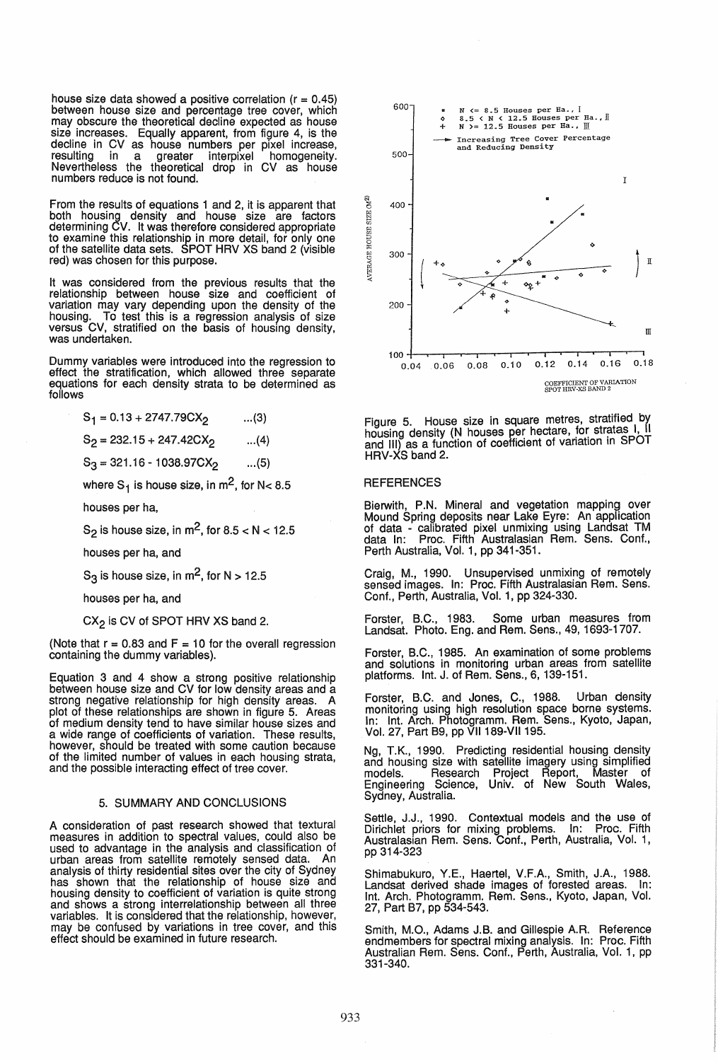house size data showed a positive correlation ($r = 0.45$) between house size and percentage tree cover, which may obscure the theoretical decline expected as house size increases. Equally apparent, from figure 4, is the decline in CV as house numbers per pixel increase, resulting in a greater interpixel homogeneity. Nevertheless the theoretical drop in CV as house numbers reduce is not found.

From the results of equations 1 and 2, it is apparent that both housing density and house size are factors determining CV. It was therefore considered appropriate to examine this relationship in more detail, for only one of the satellite data sets. SPOT HRV XS band 2 (visible red) was chosen for this purpose.

It was considered from the previous results that the relationship between house size and coefficient of variation may vary depending upon the density of the housing. To test this is a regression analysis of size versus CV, stratified on the basis of housing density, was undertaken.

Dummy variables were introduced into the regression to effect the stratification, which allowed three separate equations for each density strata to be determined as follows

$$S_1 = 0.13 + 2747.79CX_2 \quad ...(3)$$

$$S_2 = 232.15 + 247.42CX_2 \quad ...(4)$$

$$S_3 = 321.16 - 1038.97CX_2 \quad ...(5)$$

where $S_1$ is house size, in $m^2$, for $N < 8.5$ houses per ha,

$S_2$ is house size, in $m^2$, for $8.5 < N < 12.5$ houses per ha, and

$S_3$ is house size, in $m^2$, for $N > 12.5$ houses per ha, and

$CX_2$ is CV of SPOT HRV XS band 2.

(Note that $r = 0.83$ and $F = 10$ for the overall regression containing the dummy variables).

Equation 3 and 4 show a strong positive relationship between house size and CV for low density areas and a strong negative relationship for high density areas. A plot of these relationships are shown in figure 5. Areas of medium density tend to have similar house sizes and a wide range of coefficients of variation. These results, however, should be treated with some caution because of the limited number of values in each housing strata, and the possible interacting effect of tree cover.

## 5. SUMMARY AND CONCLUSIONS

A consideration of past research showed that textural measures in addition to spectral values, could also be used to advantage in the analysis and classification of urban areas from satellite remotely sensed data. An analysis of thirty residential sites over the city of Sydney has shown that the relationship of house size and housing density to coefficient of variation is quite strong and shows a strong interrelationship between all three variables. It is considered that the relationship, however, may be confused by variations in tree cover, and this effect should be examined in future research.

Figure 5. House size in square metres, stratified by housing density (N houses per hectare, for stratas I, II and III) as a function of coefficient of variation in SPOT HRV-XS band 2.

## REFERENCES

Bierwith, P.N. Mineral and vegetation mapping over Mound Spring deposits near Lake Eyre: An application of data - calibrated pixel unmixing using Landsat TM data In: Proc. Fifth Australasian Rem. Sens. Conf., Perth Australia, Vol. 1, pp 341-351.

Craig, M., 1990. Unsupervised unmixing of remotely sensed images. In: Proc. Fifth Australasian Rem. Sens. Conf., Perth, Australia, Vol. 1, pp 324-330.

Forster, B.C., 1983. Some urban measures from Landsat. Photo. Eng. and Rem. Sens., 49, 1693-1707.

Forster, B.C., 1985. An examination of some problems and solutions in monitoring urban areas from satellite platforms. Int. J. of Rem. Sens., 6, 139-151.

Forster, B.C. and Jones, C., 1988. Urban density monitoring using high resolution space borne systems. In: Int. Arch. Photogramm. Rem. Sens., Kyoto, Japan, Vol. 27, Part B9, pp VII 189-VII 195.

Ng, T.K., 1990. Predicting residential housing density and housing size with satellite imagery using simplified models. Research Project Report, Master of Engineering Science, Univ. of New South Wales, Sydney, Australia.

Settle, J.J., 1990. Contextual models and the use of Dirichlet priors for mixing problems. In: Proc. Fifth Australasian Rem. Sens. Conf., Perth, Australia, Vol. 1, pp 314-323

Shimabukuro, Y.E., Haertel, V.F.A., Smith, J.A., 1988. Landsat derived shade images of forested areas. In: Int. Arch. Photogramm. Rem. Sens., Kyoto, Japan, Vol. 27, Part B7, pp 534-543.

Smith, M.O., Adams J.B. and Gillespie A.R. Reference endmembers for spectral mixing analysis. In: Proc. Fifth Australian Rem. Sens. Conf., Perth, Australia, Vol. 1, pp 331-340.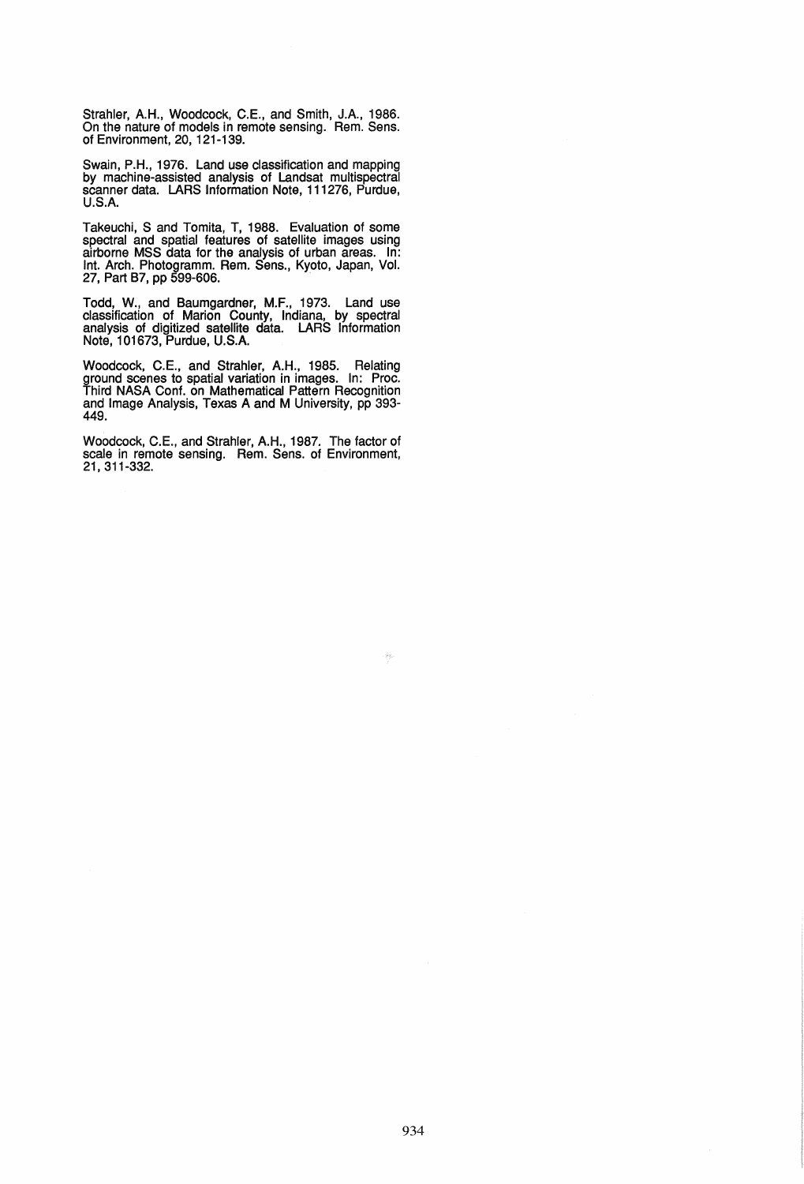Strahler, A.H., Woodcock, C.E., and Smith, J.A., 1986. On the nature of models in remote sensing. Rem. Sens. of Environment, 20, 121-139.

Swain, P.H., 1976. Land use classification and mapping by machine-assisted analysis of Landsat multispectral scanner data. LARS Information Note, 111276, Purdue, U.S.A.

Takeuchi, S and Tomita, T, 1988. Evaluation of some spectral and spatial features of satellite images using airborne MSS data for the analysis of urban areas. In: Int. Arch. Photogramm. Rem. Sens., Kyoto, Japan, Vol. 27, Part B7, pp 599-606.

Todd, W., and Baumgardner, M.F., 1973. Land use classification of Marion County, Indiana, by spectral analysis of digitized satellite data. LARS Information Note, 101673, Purdue, U.S.A.

Woodcock, C.E., and Strahler, A.H., 1985. Relating ground scenes to spatial variation in images. In: Proc. Third NASA Conf. on Mathematical Pattern Recognition and Image Analysis, Texas A and M University, pp 393-449.

Woodcock, C.E., and Strahler, A.H., 1987. The factor of scale in remote sensing. Rem. Sens. of Environment, 21, 311-332.